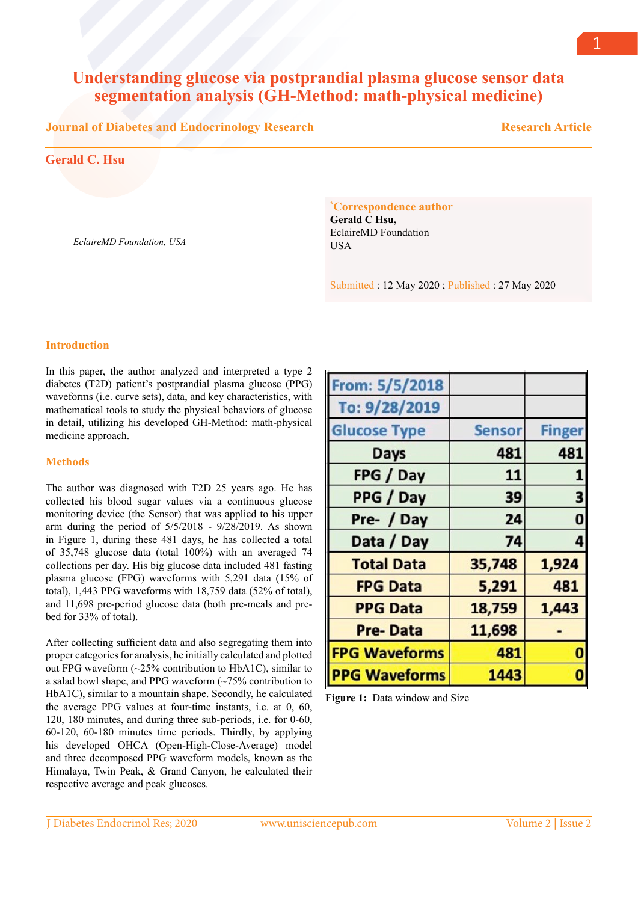# Understanding glucose via postprandial plasma glucose sensor data segmentation analysis (GH-Method: math-physical medicine)

**Journal of Diabetes and Endocrinology Research** — **Research Article**

**Gerald C. Hsu**

*EclaireMD Foundation, USA*

[*]**Correspondence author**
**Gerald C Hsu,**
EclaireMD Foundation
USA

Submitted : 12 May 2020 ; Published : 27 May 2020

## Introduction

In this paper, the author analyzed and interpreted a type 2 diabetes (T2D) patient's postprandial plasma glucose (PPG) waveforms (i.e. curve sets), data, and key characteristics, with mathematical tools to study the physical behaviors of glucose in detail, utilizing his developed GH-Method: math-physical medicine approach.

## Methods

The author was diagnosed with T2D 25 years ago. He has collected his blood sugar values via a continuous glucose monitoring device (the Sensor) that was applied to his upper arm during the period of 5/5/2018 - 9/28/2019. As shown in Figure 1, during these 481 days, he has collected a total of 35,748 glucose data (total 100%) with an averaged 74 collections per day. His big glucose data included 481 fasting plasma glucose (FPG) waveforms with 5,291 data (15% of total), 1,443 PPG waveforms with 18,759 data (52% of total), and 11,698 pre-period glucose data (both pre-meals and pre-bed for 33% of total).

After collecting sufficient data and also segregating them into proper categories for analysis, he initially calculated and plotted out FPG waveform (~25% contribution to HbA1C), similar to a salad bowl shape, and PPG waveform (~75% contribution to HbA1C), similar to a mountain shape. Secondly, he calculated the average PPG values at four-time instants, i.e. at 0, 60, 120, 180 minutes, and during three sub-periods, i.e. for 0-60, 60-120, 60-180 minutes time periods. Thirdly, by applying his developed OHCA (Open-High-Close-Average) model and three decomposed PPG waveform models, known as the Himalaya, Twin Peak, & Grand Canyon, he calculated their respective average and peak glucoses.

| From: 5/5/2018 | | |
|---|---|---|
| To: 9/28/2019 | | |
| Glucose Type | Sensor | Finger |
| Days | 481 | 481 |
| FPG / Day | 11 | 1 |
| PPG / Day | 39 | 3 |
| Pre- / Day | 24 | 0 |
| Data / Day | 74 | 4 |
| Total Data | 35,748 | 1,924 |
| FPG Data | 5,291 | 481 |
| PPG Data | 18,759 | 1,443 |
| Pre- Data | 11,698 | - |
| FPG Waveforms | 481 | 0 |
| PPG Waveforms | 1443 | 0 |

**Figure 1:** Data window and Size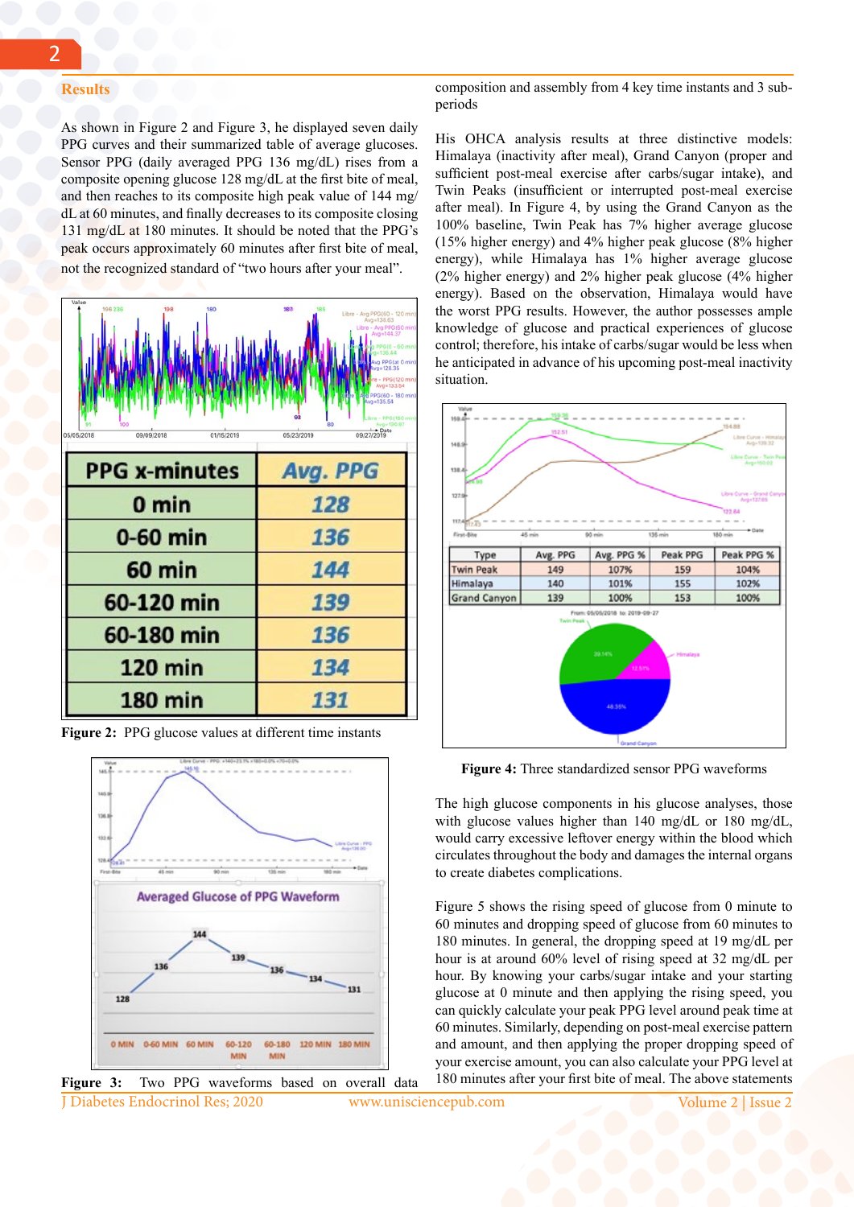## Results

As shown in Figure 2 and Figure 3, he displayed seven daily PPG curves and their summarized table of average glucoses. Sensor PPG (daily averaged PPG 136 mg/dL) rises from a composite opening glucose 128 mg/dL at the first bite of meal, and then reaches to its composite high peak value of 144 mg/dL at 60 minutes, and finally decreases to its composite closing 131 mg/dL at 180 minutes. It should be noted that the PPG's peak occurs approximately 60 minutes after first bite of meal, not the recognized standard of "two hours after your meal".

| PPG x-minutes | Avg. PPG |
|---|---|
| 0 min | 128 |
| 0-60 min | 136 |
| 60 min | 144 |
| 60-120 min | 139 |
| 60-180 min | 136 |
| 120 min | 134 |
| 180 min | 131 |

**Figure 2:** PPG glucose values at different time instants

**Figure 3:** Two PPG waveforms based on overall data composition and assembly from 4 key time instants and 3 sub-periods

His OHCA analysis results at three distinctive models: Himalaya (inactivity after meal), Grand Canyon (proper and sufficient post-meal exercise after carbs/sugar intake), and Twin Peaks (insufficient or interrupted post-meal exercise after meal). In Figure 4, by using the Grand Canyon as the 100% baseline, Twin Peak has 7% higher average glucose (15% higher energy) and 4% higher peak glucose (8% higher energy), while Himalaya has 1% higher average glucose (2% higher energy) and 2% higher peak glucose (4% higher energy). Based on the observation, Himalaya would have the worst PPG results. However, the author possesses ample knowledge of glucose and practical experiences of glucose control; therefore, his intake of carbs/sugar would be less when he anticipated in advance of his upcoming post-meal inactivity situation.

| Type | Avg. PPG | Avg. PPG % | Peak PPG | Peak PPG % |
|---|---|---|---|---|
| Twin Peak | 149 | 107% | 159 | 104% |
| Himalaya | 140 | 101% | 155 | 102% |
| Grand Canyon | 139 | 100% | 153 | 100% |

**Figure 4:** Three standardized sensor PPG waveforms

The high glucose components in his glucose analyses, those with glucose values higher than 140 mg/dL or 180 mg/dL, would carry excessive leftover energy within the blood which circulates throughout the body and damages the internal organs to create diabetes complications.

Figure 5 shows the rising speed of glucose from 0 minute to 60 minutes and dropping speed of glucose from 60 minutes to 180 minutes. In general, the dropping speed at 19 mg/dL per hour is at around 60% level of rising speed at 32 mg/dL per hour. By knowing your carbs/sugar intake and your starting glucose at 0 minute and then applying the rising speed, you can quickly calculate your peak PPG level around peak time at 60 minutes. Similarly, depending on post-meal exercise pattern and amount, and then applying the proper dropping speed of your exercise amount, you can also calculate your PPG level at 180 minutes after your first bite of meal. The above statements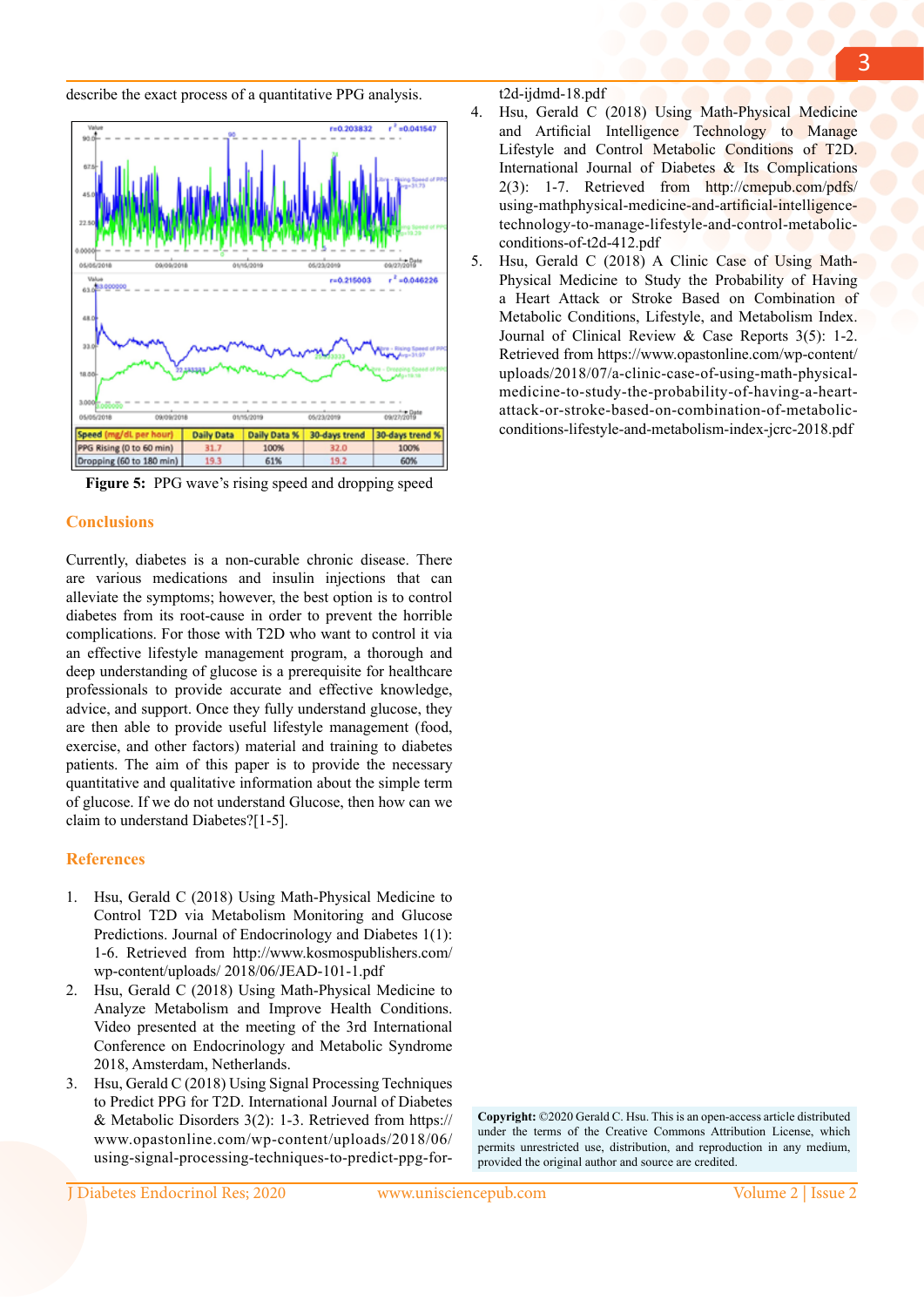describe the exact process of a quantitative PPG analysis.

Value
r=0.203832 r² =0.041547
90.0
67.5
45.0
22.50
0.0000
05/05/2018 09/09/2018 01/15/2019 05/23/2019 09/27/2019
Date

Value
r=0.215003 r² =0.046226
63.0
48.0
33.0
18.00
3.000
05/05/2018 09/09/2018 01/15/2019 05/23/2019 09/27/2019
Date

| Speed (mg/dL per hour) | Daily Data | Daily Data % | 30-days trend | 30-days trend % |
|---|---|---|---|---|
| PPG Rising (0 to 60 min) | 31.7 | 100% | 32.0 | 100% |
| Dropping (60 to 180 min) | 19.3 | 61% | 19.2 | 60% |

**Figure 5:** PPG wave's rising speed and dropping speed

## Conclusions

Currently, diabetes is a non-curable chronic disease. There are various medications and insulin injections that can alleviate the symptoms; however, the best option is to control diabetes from its root-cause in order to prevent the horrible complications. For those with T2D who want to control it via an effective lifestyle management program, a thorough and deep understanding of glucose is a prerequisite for healthcare professionals to provide accurate and effective knowledge, advice, and support. Once they fully understand glucose, they are then able to provide useful lifestyle management (food, exercise, and other factors) material and training to diabetes patients. The aim of this paper is to provide the necessary quantitative and qualitative information about the simple term of glucose. If we do not understand Glucose, then how can we claim to understand Diabetes?[1-5].

## References

1. Hsu, Gerald C (2018) Using Math-Physical Medicine to Control T2D via Metabolism Monitoring and Glucose Predictions. Journal of Endocrinology and Diabetes 1(1): 1-6. Retrieved from http://www.kosmospublishers.com/wp-content/uploads/ 2018/06/JEAD-101-1.pdf
2. Hsu, Gerald C (2018) Using Math-Physical Medicine to Analyze Metabolism and Improve Health Conditions. Video presented at the meeting of the 3rd International Conference on Endocrinology and Metabolic Syndrome 2018, Amsterdam, Netherlands.
3. Hsu, Gerald C (2018) Using Signal Processing Techniques to Predict PPG for T2D. International Journal of Diabetes & Metabolic Disorders 3(2): 1-3. Retrieved from https://www.opastonline.com/wp-content/uploads/2018/06/using-signal-processing-techniques-to-predict-ppg-for-t2d-ijdmd-18.pdf
4. Hsu, Gerald C (2018) Using Math-Physical Medicine and Artificial Intelligence Technology to Manage Lifestyle and Control Metabolic Conditions of T2D. International Journal of Diabetes & Its Complications 2(3): 1-7. Retrieved from http://cmepub.com/pdfs/using-mathphysical-medicine-and-artificial-intelligence-technology-to-manage-lifestyle-and-control-metabolic-conditions-of-t2d-412.pdf
5. Hsu, Gerald C (2018) A Clinic Case of Using Math-Physical Medicine to Study the Probability of Having a Heart Attack or Stroke Based on Combination of Metabolic Conditions, Lifestyle, and Metabolism Index. Journal of Clinical Review & Case Reports 3(5): 1-2. Retrieved from https://www.opastonline.com/wp-content/uploads/2018/07/a-clinic-case-of-using-math-physical-medicine-to-study-the-probability-of-having-a-heart-attack-or-stroke-based-on-combination-of-metabolic-conditions-lifestyle-and-metabolism-index-jcrc-2018.pdf

**Copyright:** ©2020 Gerald C. Hsu. This is an open-access article distributed under the terms of the Creative Commons Attribution License, which permits unrestricted use, distribution, and reproduction in any medium, provided the original author and source are credited.